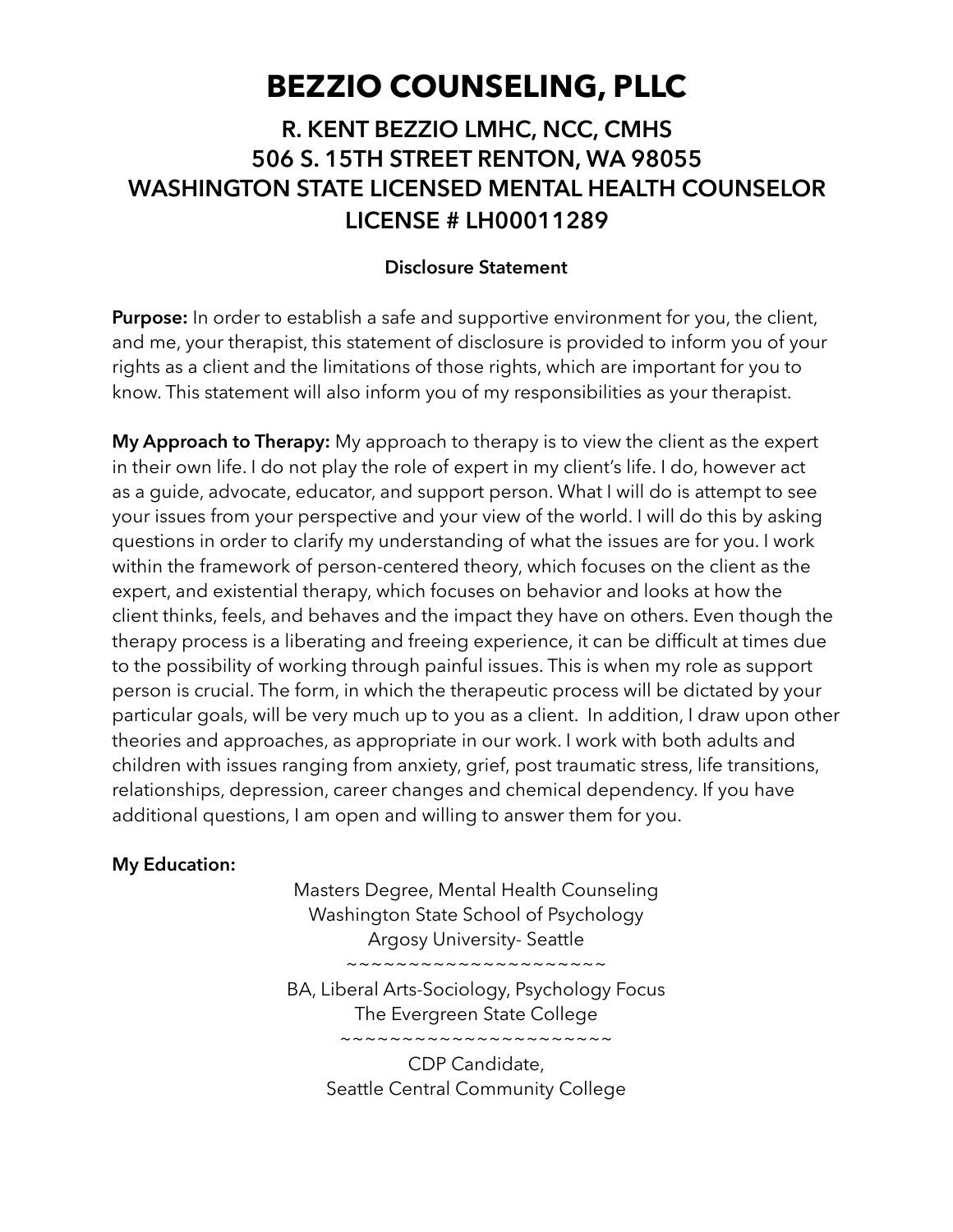# BEZZIO COUNSELING, PLLC

## R. KENT BEZZIO LMHC, NCC, CMHS
## 506 S. 15TH STREET RENTON, WA 98055
## WASHINGTON STATE LICENSED MENTAL HEALTH COUNSELOR
## LICENSE # LH00011289

### Disclosure Statement

**Purpose:** In order to establish a safe and supportive environment for you, the client, and me, your therapist, this statement of disclosure is provided to inform you of your rights as a client and the limitations of those rights, which are important for you to know. This statement will also inform you of my responsibilities as your therapist.

**My Approach to Therapy:** My approach to therapy is to view the client as the expert in their own life. I do not play the role of expert in my client's life. I do, however act as a guide, advocate, educator, and support person. What I will do is attempt to see your issues from your perspective and your view of the world. I will do this by asking questions in order to clarify my understanding of what the issues are for you. I work within the framework of person-centered theory, which focuses on the client as the expert, and existential therapy, which focuses on behavior and looks at how the client thinks, feels, and behaves and the impact they have on others. Even though the therapy process is a liberating and freeing experience, it can be difficult at times due to the possibility of working through painful issues. This is when my role as support person is crucial. The form, in which the therapeutic process will be dictated by your particular goals, will be very much up to you as a client. In addition, I draw upon other theories and approaches, as appropriate in our work. I work with both adults and children with issues ranging from anxiety, grief, post traumatic stress, life transitions, relationships, depression, career changes and chemical dependency. If you have additional questions, I am open and willing to answer them for you.

**My Education:**

Masters Degree, Mental Health Counseling
Washington State School of Psychology
Argosy University- Seattle

~~~~~~~~~~~~~~~~~~~~~~

BA, Liberal Arts-Sociology, Psychology Focus
The Evergreen State College

~~~~~~~~~~~~~~~~~~~~~~

CDP Candidate,
Seattle Central Community College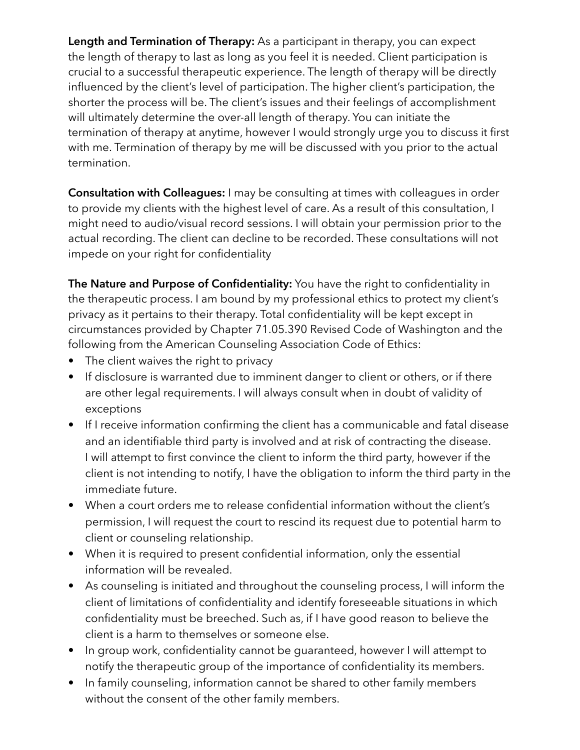**Length and Termination of Therapy:** As a participant in therapy, you can expect the length of therapy to last as long as you feel it is needed. Client participation is crucial to a successful therapeutic experience. The length of therapy will be directly influenced by the client's level of participation. The higher client's participation, the shorter the process will be. The client's issues and their feelings of accomplishment will ultimately determine the over-all length of therapy. You can initiate the termination of therapy at anytime, however I would strongly urge you to discuss it first with me. Termination of therapy by me will be discussed with you prior to the actual termination.

**Consultation with Colleagues:** I may be consulting at times with colleagues in order to provide my clients with the highest level of care. As a result of this consultation, I might need to audio/visual record sessions. I will obtain your permission prior to the actual recording. The client can decline to be recorded. These consultations will not impede on your right for confidentiality

**The Nature and Purpose of Confidentiality:** You have the right to confidentiality in the therapeutic process. I am bound by my professional ethics to protect my client's privacy as it pertains to their therapy. Total confidentiality will be kept except in circumstances provided by Chapter 71.05.390 Revised Code of Washington and the following from the American Counseling Association Code of Ethics:

- The client waives the right to privacy
- If disclosure is warranted due to imminent danger to client or others, or if there are other legal requirements. I will always consult when in doubt of validity of exceptions
- If I receive information confirming the client has a communicable and fatal disease and an identifiable third party is involved and at risk of contracting the disease. I will attempt to first convince the client to inform the third party, however if the client is not intending to notify, I have the obligation to inform the third party in the immediate future.
- When a court orders me to release confidential information without the client's permission, I will request the court to rescind its request due to potential harm to client or counseling relationship.
- When it is required to present confidential information, only the essential information will be revealed.
- As counseling is initiated and throughout the counseling process, I will inform the client of limitations of confidentiality and identify foreseeable situations in which confidentiality must be breeched. Such as, if I have good reason to believe the client is a harm to themselves or someone else.
- In group work, confidentiality cannot be guaranteed, however I will attempt to notify the therapeutic group of the importance of confidentiality its members.
- In family counseling, information cannot be shared to other family members without the consent of the other family members.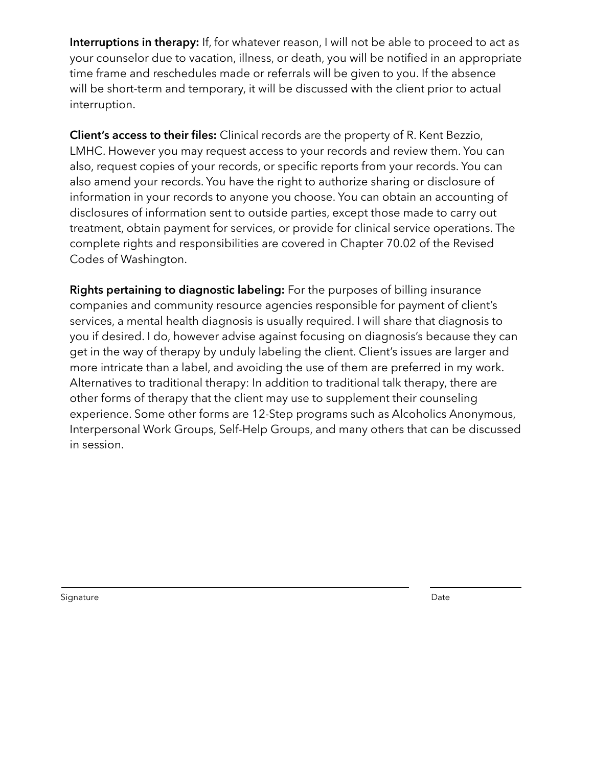**Interruptions in therapy:** If, for whatever reason, I will not be able to proceed to act as your counselor due to vacation, illness, or death, you will be notified in an appropriate time frame and reschedules made or referrals will be given to you. If the absence will be short-term and temporary, it will be discussed with the client prior to actual interruption.

**Client's access to their files:** Clinical records are the property of R. Kent Bezzio, LMHC. However you may request access to your records and review them. You can also, request copies of your records, or specific reports from your records. You can also amend your records. You have the right to authorize sharing or disclosure of information in your records to anyone you choose. You can obtain an accounting of disclosures of information sent to outside parties, except those made to carry out treatment, obtain payment for services, or provide for clinical service operations. The complete rights and responsibilities are covered in Chapter 70.02 of the Revised Codes of Washington.

**Rights pertaining to diagnostic labeling:** For the purposes of billing insurance companies and community resource agencies responsible for payment of client's services, a mental health diagnosis is usually required. I will share that diagnosis to you if desired. I do, however advise against focusing on diagnosis's because they can get in the way of therapy by unduly labeling the client. Client's issues are larger and more intricate than a label, and avoiding the use of them are preferred in my work. Alternatives to traditional therapy: In addition to traditional talk therapy, there are other forms of therapy that the client may use to supplement their counseling experience. Some other forms are 12-Step programs such as Alcoholics Anonymous, Interpersonal Work Groups, Self-Help Groups, and many others that can be discussed in session.

Signature ______________________________ Date ______________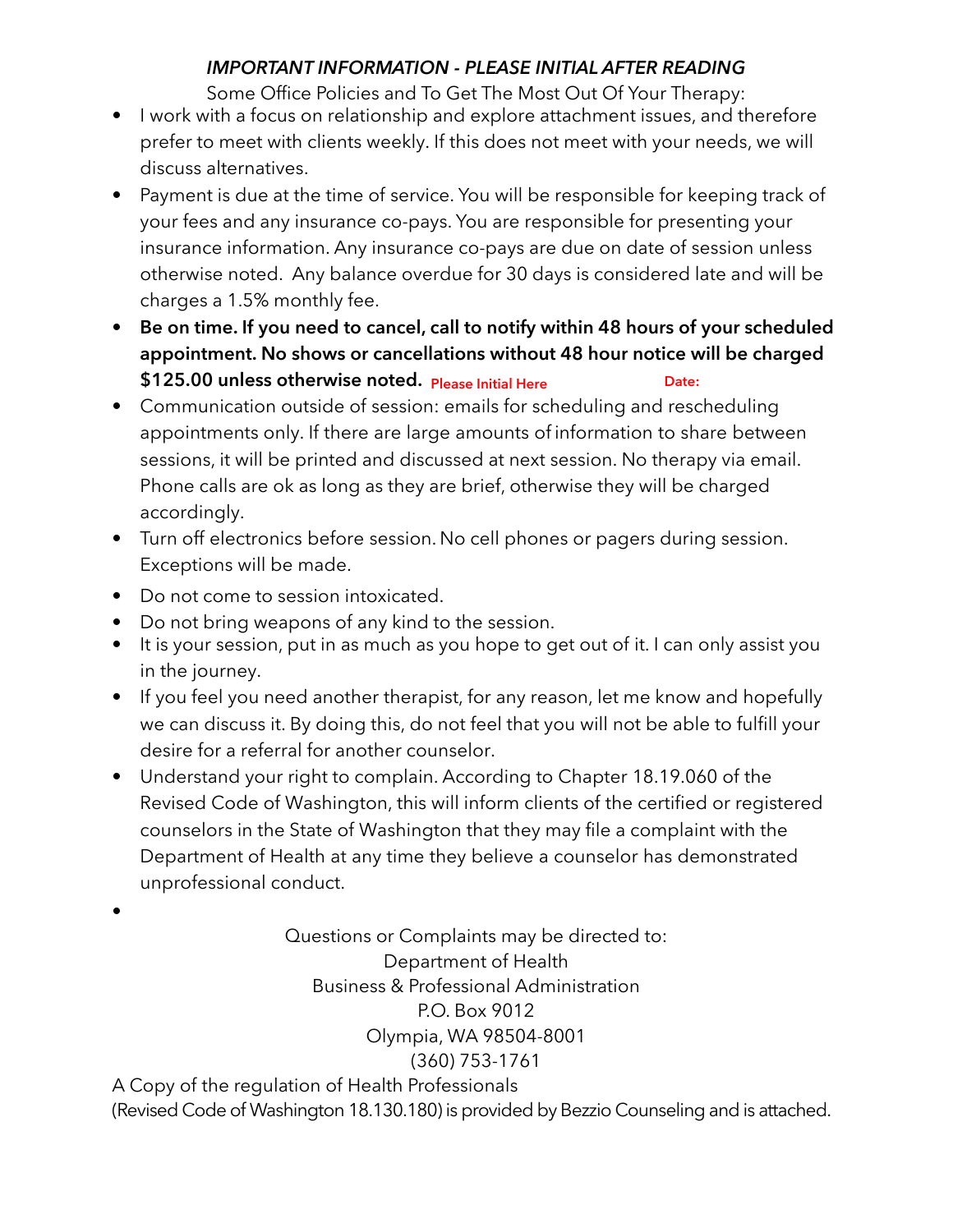***IMPORTANT INFORMATION - PLEASE INITIAL AFTER READING***

Some Office Policies and To Get The Most Out Of Your Therapy:

- I work with a focus on relationship and explore attachment issues, and therefore prefer to meet with clients weekly. If this does not meet with your needs, we will discuss alternatives.
- Payment is due at the time of service. You will be responsible for keeping track of your fees and any insurance co-pays. You are responsible for presenting your insurance information. Any insurance co-pays are due on date of session unless otherwise noted. Any balance overdue for 30 days is considered late and will be charges a 1.5% monthly fee.
- **Be on time. If you need to cancel, call to notify within 48 hours of your scheduled appointment. No shows or cancellations without 48 hour notice will be charged $125.00 unless otherwise noted.** **Please Initial Here** **Date:**
- Communication outside of session: emails for scheduling and rescheduling appointments only. If there are large amounts of information to share between sessions, it will be printed and discussed at next session. No therapy via email. Phone calls are ok as long as they are brief, otherwise they will be charged accordingly.
- Turn off electronics before session. No cell phones or pagers during session. Exceptions will be made.
- Do not come to session intoxicated.
- Do not bring weapons of any kind to the session.
- It is your session, put in as much as you hope to get out of it. I can only assist you in the journey.
- If you feel you need another therapist, for any reason, let me know and hopefully we can discuss it. By doing this, do not feel that you will not be able to fulfill your desire for a referral for another counselor.
- Understand your right to complain. According to Chapter 18.19.060 of the Revised Code of Washington, this will inform clients of the certified or registered counselors in the State of Washington that they may file a complaint with the Department of Health at any time they believe a counselor has demonstrated unprofessional conduct.
- 

Questions or Complaints may be directed to:
Department of Health
Business & Professional Administration
P.O. Box 9012
Olympia, WA 98504-8001
(360) 753-1761

A Copy of the regulation of Health Professionals
(Revised Code of Washington 18.130.180) is provided by Bezzio Counseling and is attached.